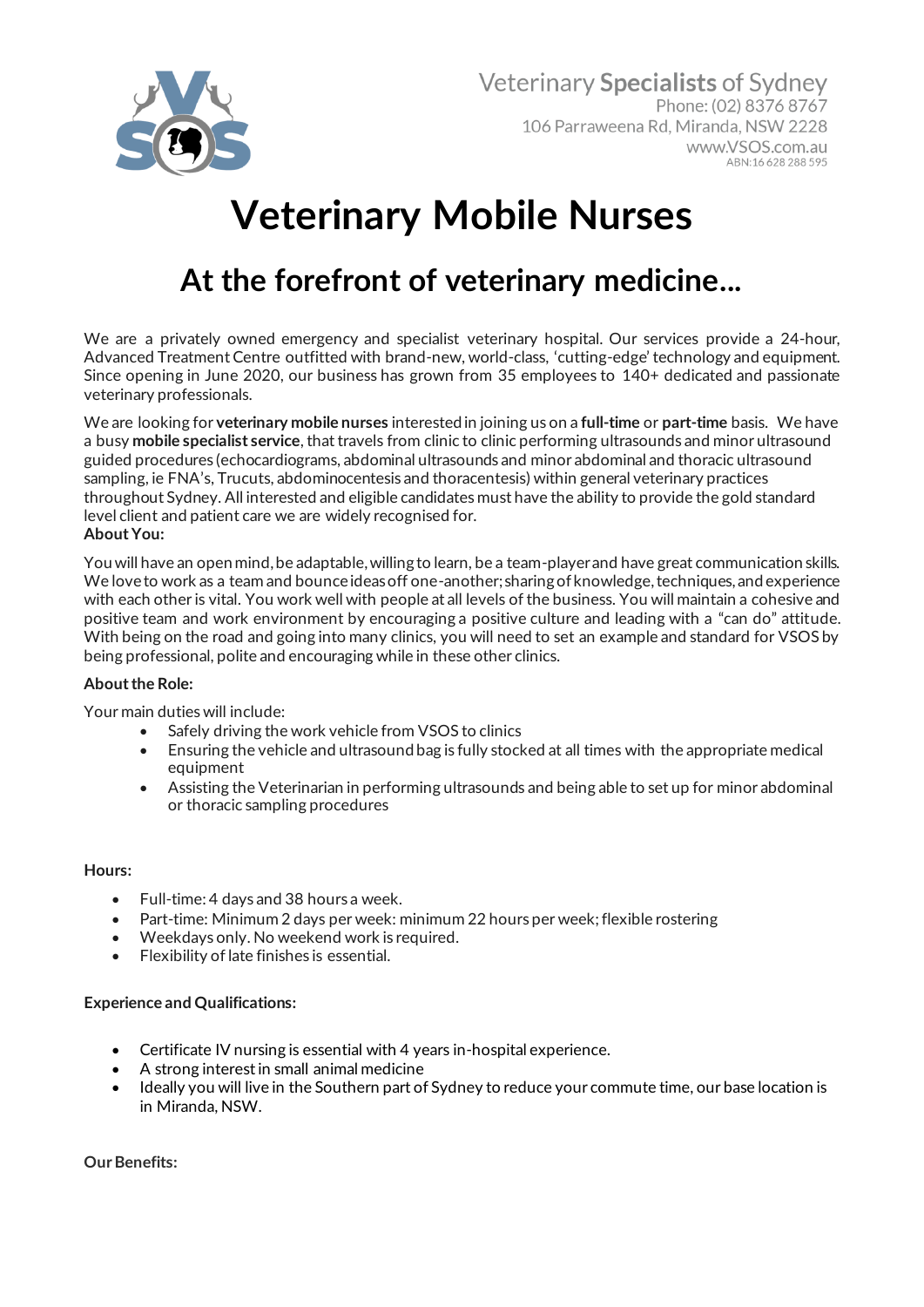Veterinary **Specialists** of Sydney
Phone: (02) 8376 8767
106 Parraweena Rd, Miranda, NSW 2228
www.VSOS.com.au
ABN: 16 628 288 595

# Veterinary Mobile Nurses

## At the forefront of veterinary medicine…

We are a privately owned emergency and specialist veterinary hospital. Our services provide a 24-hour, Advanced Treatment Centre outfitted with brand-new, world-class, 'cutting-edge' technology and equipment. Since opening in June 2020, our business has grown from 35 employees to 140+ dedicated and passionate veterinary professionals.

We are looking for **veterinary mobile nurses** interested in joining us on a **full-time** or **part-time** basis. We have a busy **mobile specialist service**, that travels from clinic to clinic performing ultrasounds and minor ultrasound guided procedures (echocardiograms, abdominal ultrasounds and minor abdominal and thoracic ultrasound sampling, ie FNA's, Trucuts, abdominocentesis and thoracentesis) within general veterinary practices throughout Sydney. All interested and eligible candidates must have the ability to provide the gold standard level client and patient care we are widely recognised for.

**About You:**

You will have an open mind, be adaptable, willing to learn, be a team-player and have great communication skills. We love to work as a team and bounce ideas off one-another; sharing of knowledge, techniques, and experience with each other is vital. You work well with people at all levels of the business. You will maintain a cohesive and positive team and work environment by encouraging a positive culture and leading with a "can do" attitude. With being on the road and going into many clinics, you will need to set an example and standard for VSOS by being professional, polite and encouraging while in these other clinics.

**About the Role:**

Your main duties will include:

- Safely driving the work vehicle from VSOS to clinics
- Ensuring the vehicle and ultrasound bag is fully stocked at all times with the appropriate medical equipment
- Assisting the Veterinarian in performing ultrasounds and being able to set up for minor abdominal or thoracic sampling procedures

**Hours:**

- Full-time: 4 days and 38 hours a week.
- Part-time: Minimum 2 days per week: minimum 22 hours per week; flexible rostering
- Weekdays only. No weekend work is required.
- Flexibility of late finishes is essential.

**Experience and Qualifications:**

- Certificate IV nursing is essential with 4 years in-hospital experience.
- A strong interest in small animal medicine
- Ideally you will live in the Southern part of Sydney to reduce your commute time, our base location is in Miranda, NSW.

**Our Benefits:**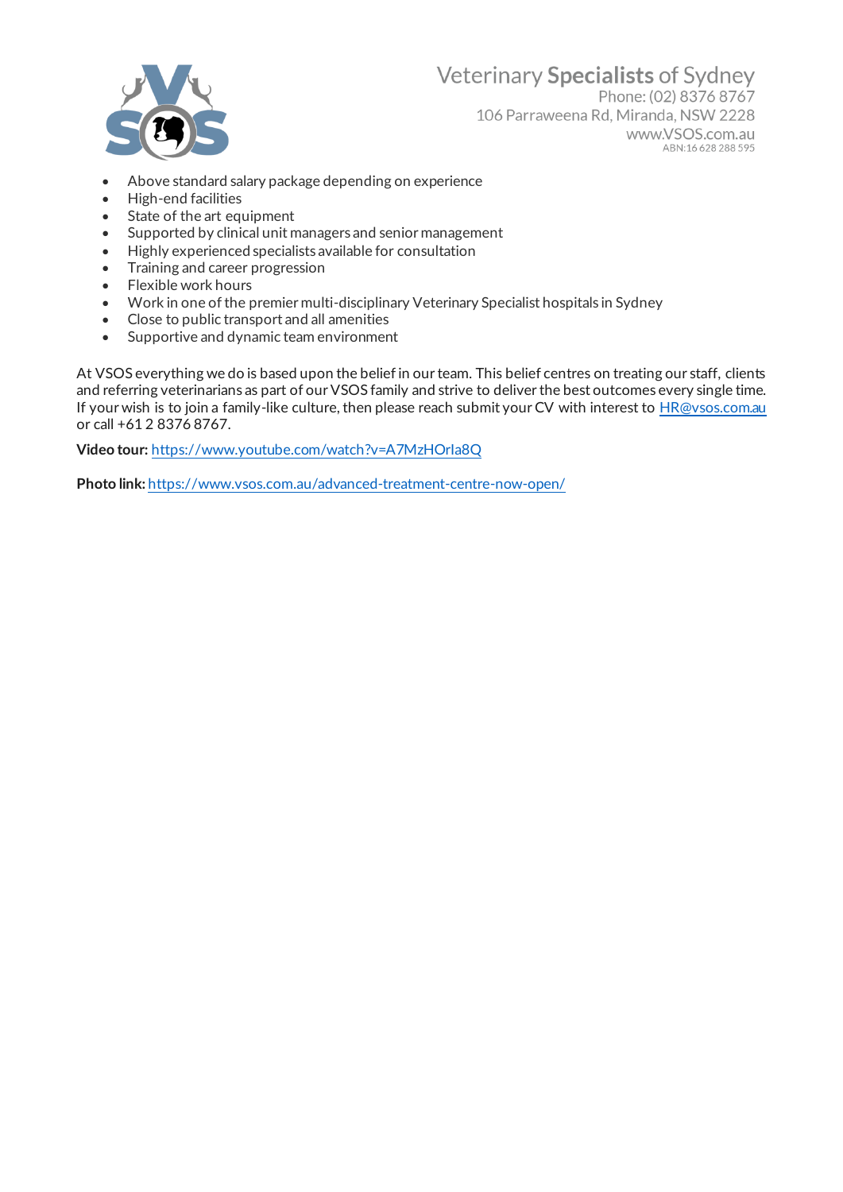- Above standard salary package depending on experience
- High-end facilities
- State of the art equipment
- Supported by clinical unit managers and senior management
- Highly experienced specialists available for consultation
- Training and career progression
- Flexible work hours
- Work in one of the premier multi-disciplinary Veterinary Specialist hospitals in Sydney
- Close to public transport and all amenities
- Supportive and dynamic team environment

At VSOS everything we do is based upon the belief in our team. This belief centres on treating our staff, clients and referring veterinarians as part of our VSOS family and strive to deliver the best outcomes every single time. If your wish is to join a family-like culture, then please reach submit your CV with interest to HR@vsos.com.au or call +61 2 8376 8767.

**Video tour:** https://www.youtube.com/watch?v=A7MzHOrla8Q

**Photo link:** https://www.vsos.com.au/advanced-treatment-centre-now-open/